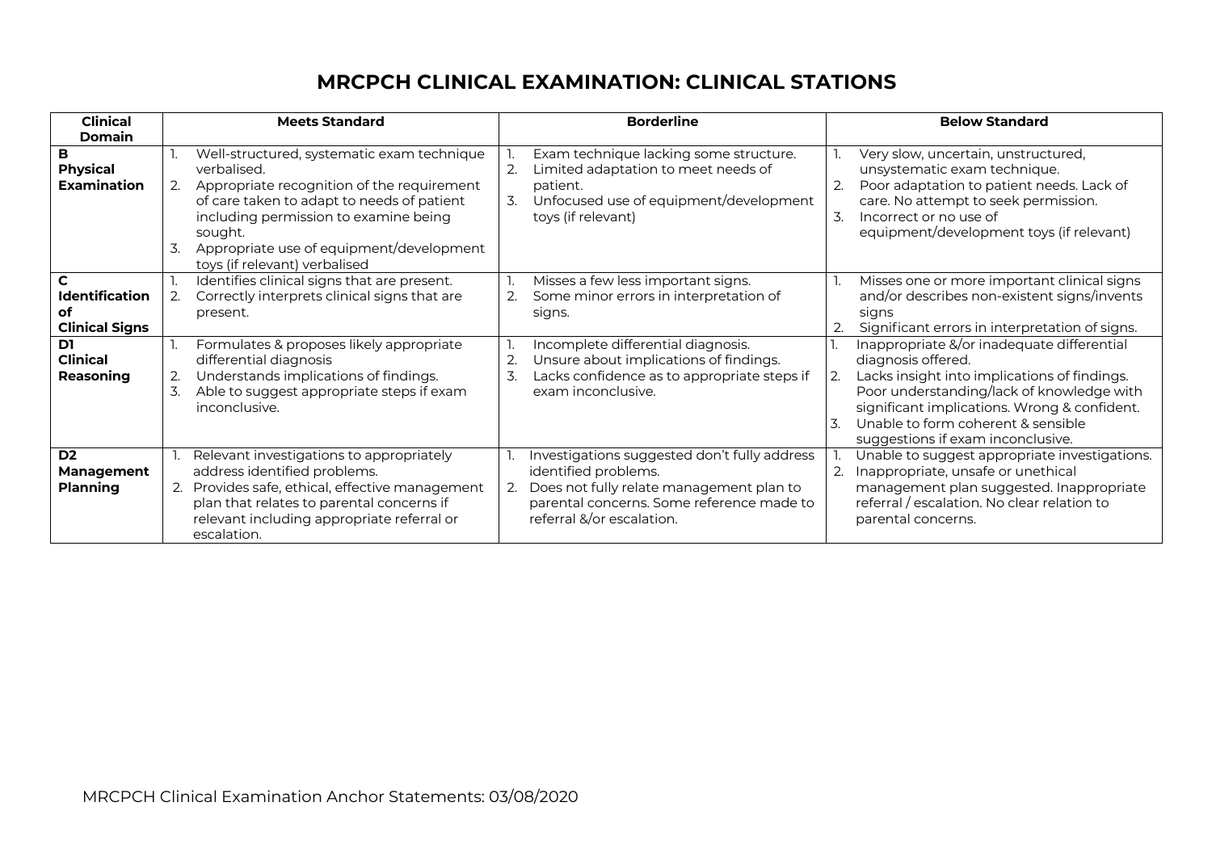# MRCPCH CLINICAL EXAMINATION: CLINICAL STATIONS

| Clinical Domain | Meets Standard | Borderline | Below Standard |
|---|---|---|---|
| **B Physical Examination** | 1. Well-structured, systematic exam technique verbalised.<br>2. Appropriate recognition of the requirement of care taken to adapt to needs of patient including permission to examine being sought.<br>3. Appropriate use of equipment/development toys (if relevant) verbalised | 1. Exam technique lacking some structure.<br>2. Limited adaptation to meet needs of patient.<br>3. Unfocused use of equipment/development toys (if relevant) | 1. Very slow, uncertain, unstructured, unsystematic exam technique.<br>2. Poor adaptation to patient needs. Lack of care. No attempt to seek permission.<br>3. Incorrect or no use of equipment/development toys (if relevant) |
| **C Identification of Clinical Signs** | 1. Identifies clinical signs that are present.<br>2. Correctly interprets clinical signs that are present. | 1. Misses a few less important signs.<br>2. Some minor errors in interpretation of signs. | 1. Misses one or more important clinical signs and/or describes non-existent signs/invents signs<br>2. Significant errors in interpretation of signs. |
| **D1 Clinical Reasoning** | 1. Formulates & proposes likely appropriate differential diagnosis<br>2. Understands implications of findings.<br>3. Able to suggest appropriate steps if exam inconclusive. | 1. Incomplete differential diagnosis.<br>2. Unsure about implications of findings.<br>3. Lacks confidence as to appropriate steps if exam inconclusive. | 1. Inappropriate &/or inadequate differential diagnosis offered.<br>2. Lacks insight into implications of findings. Poor understanding/lack of knowledge with significant implications. Wrong & confident.<br>3. Unable to form coherent & sensible suggestions if exam inconclusive. |
| **D2 Management Planning** | 1. Relevant investigations to appropriately address identified problems.<br>2. Provides safe, ethical, effective management plan that relates to parental concerns if relevant including appropriate referral or escalation. | 1. Investigations suggested don't fully address identified problems.<br>2. Does not fully relate management plan to parental concerns. Some reference made to referral &/or escalation. | 1. Unable to suggest appropriate investigations.<br>2. Inappropriate, unsafe or unethical management plan suggested. Inappropriate referral / escalation. No clear relation to parental concerns. |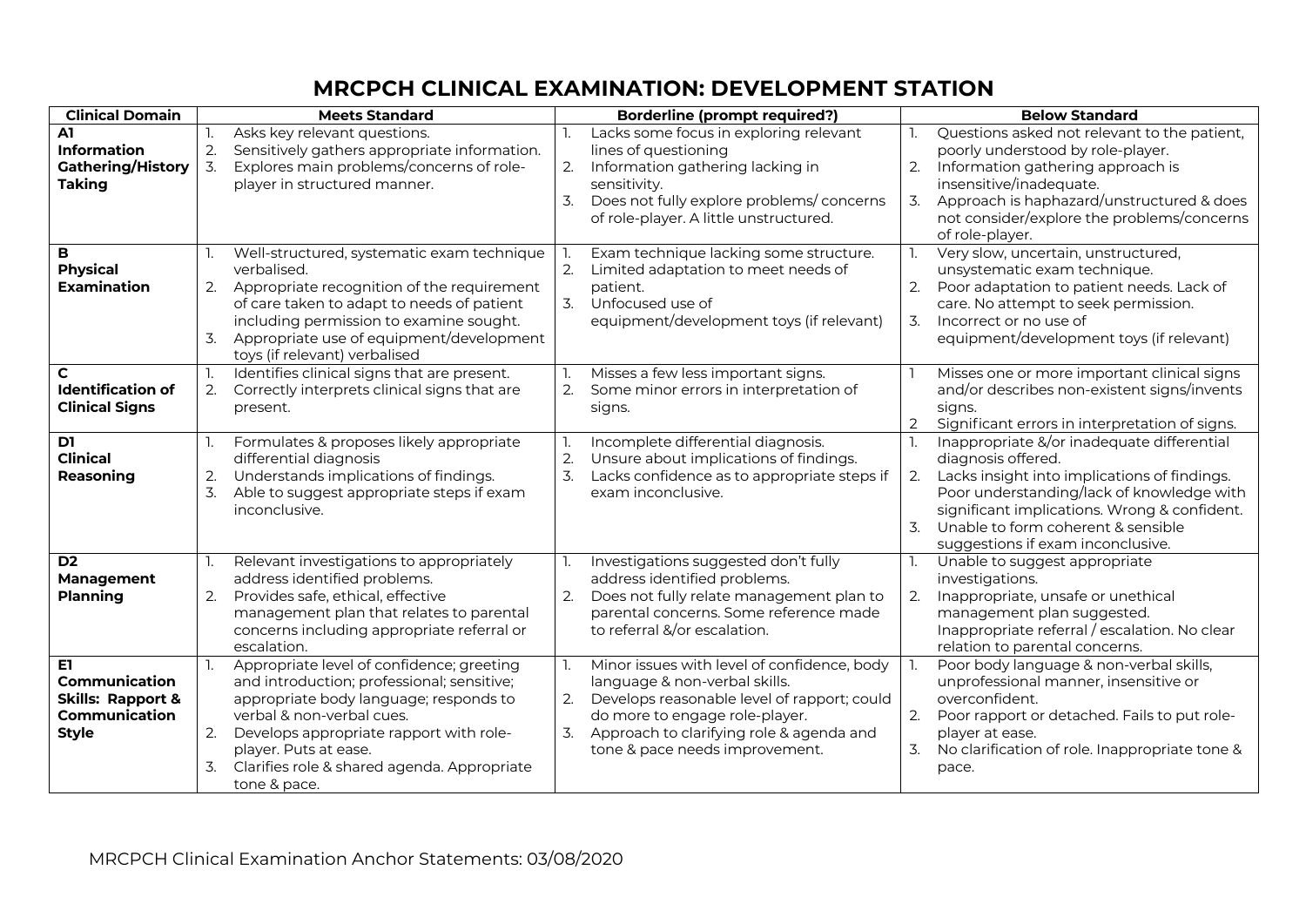# MRCPCH CLINICAL EXAMINATION: DEVELOPMENT STATION

| Clinical Domain | Meets Standard | Borderline (prompt required?) | Below Standard |
|---|---|---|---|
| **A1 Information Gathering/History Taking** | 1. Asks key relevant questions.<br>2. Sensitively gathers appropriate information.<br>3. Explores main problems/concerns of role-player in structured manner. | 1. Lacks some focus in exploring relevant lines of questioning<br>2. Information gathering lacking in sensitivity.<br>3. Does not fully explore problems/ concerns of role-player. A little unstructured. | 1. Questions asked not relevant to the patient, poorly understood by role-player.<br>2. Information gathering approach is insensitive/inadequate.<br>3. Approach is haphazard/unstructured & does not consider/explore the problems/concerns of role-player. |
| **B Physical Examination** | 1. Well-structured, systematic exam technique verbalised.<br>2. Appropriate recognition of the requirement of care taken to adapt to needs of patient including permission to examine sought.<br>3. Appropriate use of equipment/development toys (if relevant) verbalised | 1. Exam technique lacking some structure.<br>2. Limited adaptation to meet needs of patient.<br>3. Unfocused use of equipment/development toys (if relevant) | 1. Very slow, uncertain, unstructured, unsystematic exam technique.<br>2. Poor adaptation to patient needs. Lack of care. No attempt to seek permission.<br>3. Incorrect or no use of equipment/development toys (if relevant) |
| **C Identification of Clinical Signs** | 1. Identifies clinical signs that are present.<br>2. Correctly interprets clinical signs that are present. | 1. Misses a few less important signs.<br>2. Some minor errors in interpretation of signs. | 1 Misses one or more important clinical signs and/or describes non-existent signs/invents signs.<br>2 Significant errors in interpretation of signs. |
| **D1 Clinical Reasoning** | 1. Formulates & proposes likely appropriate differential diagnosis<br>2. Understands implications of findings.<br>3. Able to suggest appropriate steps if exam inconclusive. | 1. Incomplete differential diagnosis.<br>2. Unsure about implications of findings.<br>3. Lacks confidence as to appropriate steps if exam inconclusive. | 1. Inappropriate &/or inadequate differential diagnosis offered.<br>2. Lacks insight into implications of findings. Poor understanding/lack of knowledge with significant implications. Wrong & confident.<br>3. Unable to form coherent & sensible suggestions if exam inconclusive. |
| **D2 Management Planning** | 1. Relevant investigations to appropriately address identified problems.<br>2. Provides safe, ethical, effective management plan that relates to parental concerns including appropriate referral or escalation. | 1. Investigations suggested don't fully address identified problems.<br>2. Does not fully relate management plan to parental concerns. Some reference made to referral &/or escalation. | 1. Unable to suggest appropriate investigations.<br>2. Inappropriate, unsafe or unethical management plan suggested. Inappropriate referral / escalation. No clear relation to parental concerns. |
| **E1 Communication Skills: Rapport & Communication Style** | 1. Appropriate level of confidence; greeting and introduction; professional; sensitive; appropriate body language; responds to verbal & non-verbal cues.<br>2. Develops appropriate rapport with role-player. Puts at ease.<br>3. Clarifies role & shared agenda. Appropriate tone & pace. | 1. Minor issues with level of confidence, body language & non-verbal skills.<br>2. Develops reasonable level of rapport; could do more to engage role-player.<br>3. Approach to clarifying role & agenda and tone & pace needs improvement. | 1. Poor body language & non-verbal skills, unprofessional manner, insensitive or overconfident.<br>2. Poor rapport or detached. Fails to put role-player at ease.<br>3. No clarification of role. Inappropriate tone & pace. |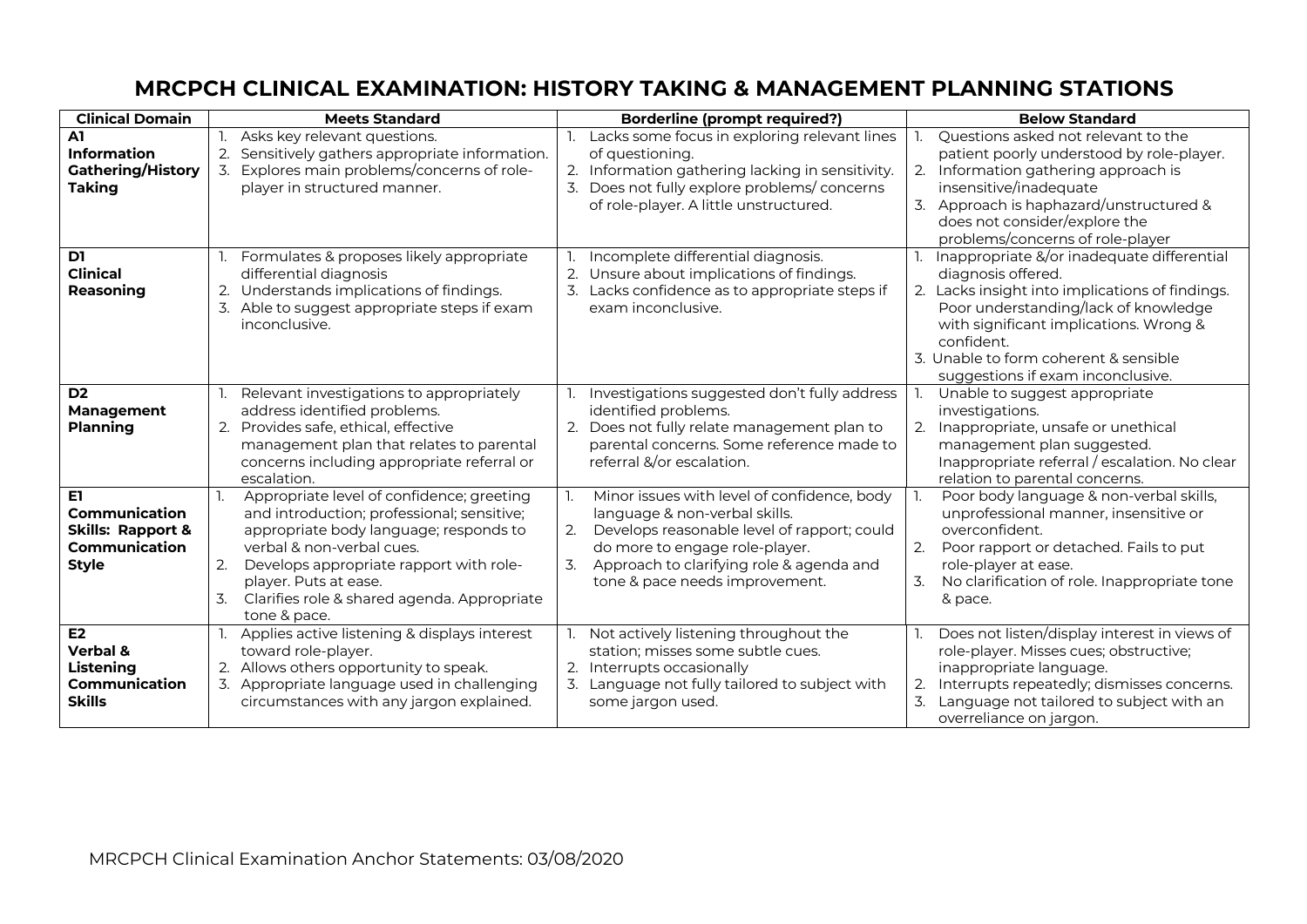# MRCPCH CLINICAL EXAMINATION: HISTORY TAKING & MANAGEMENT PLANNING STATIONS

| Clinical Domain | Meets Standard | Borderline (prompt required?) | Below Standard |
|---|---|---|---|
| **A1 Information Gathering/History Taking** | 1. Asks key relevant questions.<br>2. Sensitively gathers appropriate information.<br>3. Explores main problems/concerns of role-player in structured manner. | 1. Lacks some focus in exploring relevant lines of questioning.<br>2. Information gathering lacking in sensitivity.<br>3. Does not fully explore problems/ concerns of role-player. A little unstructured. | 1. Questions asked not relevant to the patient poorly understood by role-player.<br>2. Information gathering approach is insensitive/inadequate<br>3. Approach is haphazard/unstructured & does not consider/explore the problems/concerns of role-player |
| **D1 Clinical Reasoning** | 1. Formulates & proposes likely appropriate differential diagnosis<br>2. Understands implications of findings.<br>3. Able to suggest appropriate steps if exam inconclusive. | 1. Incomplete differential diagnosis.<br>2. Unsure about implications of findings.<br>3. Lacks confidence as to appropriate steps if exam inconclusive. | 1. Inappropriate &/or inadequate differential diagnosis offered.<br>2. Lacks insight into implications of findings. Poor understanding/lack of knowledge with significant implications. Wrong & confident.<br>3. Unable to form coherent & sensible suggestions if exam inconclusive. |
| **D2 Management Planning** | 1. Relevant investigations to appropriately address identified problems.<br>2. Provides safe, ethical, effective management plan that relates to parental concerns including appropriate referral or escalation. | 1. Investigations suggested don't fully address identified problems.<br>2. Does not fully relate management plan to parental concerns. Some reference made to referral &/or escalation. | 1. Unable to suggest appropriate investigations.<br>2. Inappropriate, unsafe or unethical management plan suggested. Inappropriate referral / escalation. No clear relation to parental concerns. |
| **E1 Communication Skills: Rapport & Communication Style** | 1. Appropriate level of confidence; greeting and introduction; professional; sensitive; appropriate body language; responds to verbal & non-verbal cues.<br>2. Develops appropriate rapport with role-player. Puts at ease.<br>3. Clarifies role & shared agenda. Appropriate tone & pace. | 1. Minor issues with level of confidence, body language & non-verbal skills.<br>2. Develops reasonable level of rapport; could do more to engage role-player.<br>3. Approach to clarifying role & agenda and tone & pace needs improvement. | 1. Poor body language & non-verbal skills, unprofessional manner, insensitive or overconfident.<br>2. Poor rapport or detached. Fails to put role-player at ease.<br>3. No clarification of role. Inappropriate tone & pace. |
| **E2 Verbal & Listening Communication Skills** | 1. Applies active listening & displays interest toward role-player.<br>2. Allows others opportunity to speak.<br>3. Appropriate language used in challenging circumstances with any jargon explained. | 1. Not actively listening throughout the station; misses some subtle cues.<br>2. Interrupts occasionally<br>3. Language not fully tailored to subject with some jargon used. | 1. Does not listen/display interest in views of role-player. Misses cues; obstructive; inappropriate language.<br>2. Interrupts repeatedly; dismisses concerns.<br>3. Language not tailored to subject with an overreliance on jargon. |

MRCPCH Clinical Examination Anchor Statements: 03/08/2020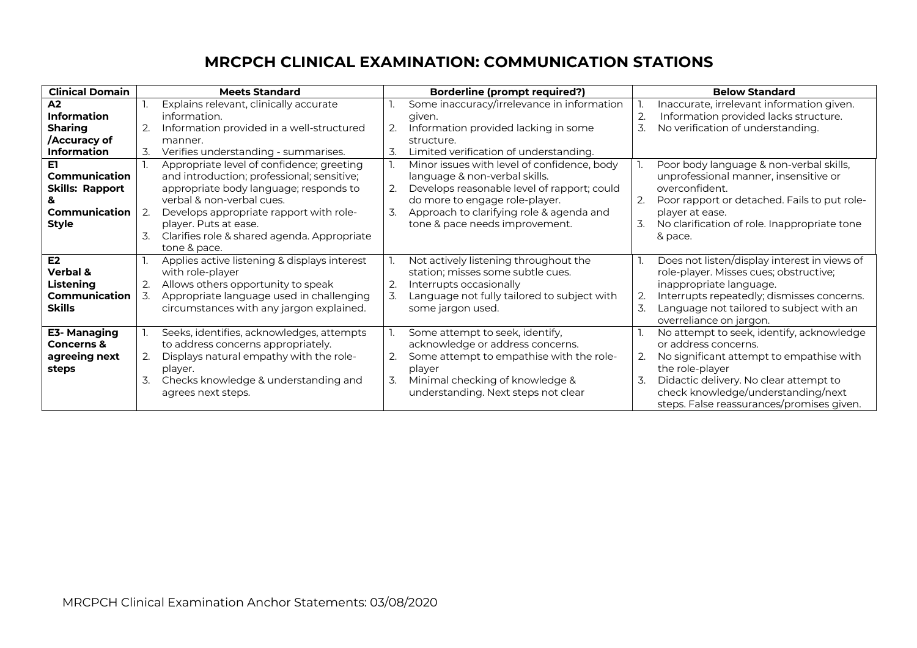# MRCPCH CLINICAL EXAMINATION: COMMUNICATION STATIONS

| Clinical Domain | Meets Standard | Borderline (prompt required?) | Below Standard |
|---|---|---|---|
| **A2 Information Sharing /Accuracy of Information** | 1. Explains relevant, clinically accurate information. 2. Information provided in a well-structured manner. 3. Verifies understanding - summarises. | 1. Some inaccuracy/irrelevance in information given. 2. Information provided lacking in some structure. 3. Limited verification of understanding. | 1. Inaccurate, irrelevant information given. 2. Information provided lacks structure. 3. No verification of understanding. |
| **E1 Communication Skills: Rapport & Communication Style** | 1. Appropriate level of confidence; greeting and introduction; professional; sensitive; appropriate body language; responds to verbal & non-verbal cues. 2. Develops appropriate rapport with role-player. Puts at ease. 3. Clarifies role & shared agenda. Appropriate tone & pace. | 1. Minor issues with level of confidence, body language & non-verbal skills. 2. Develops reasonable level of rapport; could do more to engage role-player. 3. Approach to clarifying role & agenda and tone & pace needs improvement. | 1. Poor body language & non-verbal skills, unprofessional manner, insensitive or overconfident. 2. Poor rapport or detached. Fails to put role-player at ease. 3. No clarification of role. Inappropriate tone & pace. |
| **E2 Verbal & Listening Communication Skills** | 1. Applies active listening & displays interest with role-player 2. Allows others opportunity to speak 3. Appropriate language used in challenging circumstances with any jargon explained. | 1. Not actively listening throughout the station; misses some subtle cues. 2. Interrupts occasionally 3. Language not fully tailored to subject with some jargon used. | 1. Does not listen/display interest in views of role-player. Misses cues; obstructive; inappropriate language. 2. Interrupts repeatedly; dismisses concerns. 3. Language not tailored to subject with an overreliance on jargon. |
| **E3- Managing Concerns & agreeing next steps** | 1. Seeks, identifies, acknowledges, attempts to address concerns appropriately. 2. Displays natural empathy with the role-player. 3. Checks knowledge & understanding and agrees next steps. | 1. Some attempt to seek, identify, acknowledge or address concerns. 2. Some attempt to empathise with the role-player 3. Minimal checking of knowledge & understanding. Next steps not clear | 1. No attempt to seek, identify, acknowledge or address concerns. 2. No significant attempt to empathise with the role-player 3. Didactic delivery. No clear attempt to check knowledge/understanding/next steps. False reassurances/promises given. |

MRCPCH Clinical Examination Anchor Statements: 03/08/2020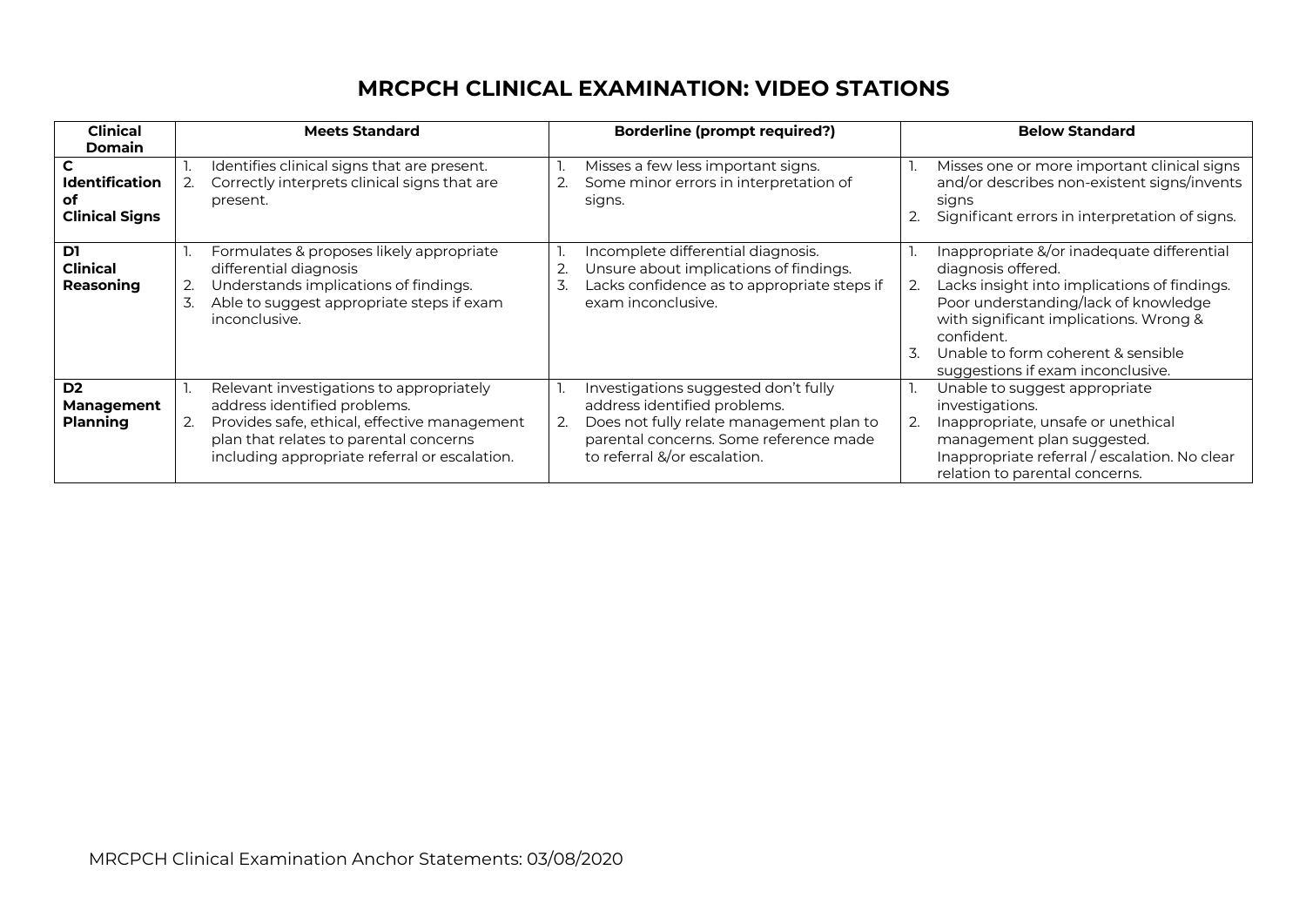# MRCPCH CLINICAL EXAMINATION: VIDEO STATIONS

| Clinical Domain | Meets Standard | Borderline (prompt required?) | Below Standard |
|---|---|---|---|
| **C Identification of Clinical Signs** | 1. Identifies clinical signs that are present.<br>2. Correctly interprets clinical signs that are present. | 1. Misses a few less important signs.<br>2. Some minor errors in interpretation of signs. | 1. Misses one or more important clinical signs and/or describes non-existent signs/invents signs<br>2. Significant errors in interpretation of signs. |
| **D1 Clinical Reasoning** | 1. Formulates & proposes likely appropriate differential diagnosis<br>2. Understands implications of findings.<br>3. Able to suggest appropriate steps if exam inconclusive. | 1. Incomplete differential diagnosis.<br>2. Unsure about implications of findings.<br>3. Lacks confidence as to appropriate steps if exam inconclusive. | 1. Inappropriate &/or inadequate differential diagnosis offered.<br>2. Lacks insight into implications of findings. Poor understanding/lack of knowledge with significant implications. Wrong & confident.<br>3. Unable to form coherent & sensible suggestions if exam inconclusive. |
| **D2 Management Planning** | 1. Relevant investigations to appropriately address identified problems.<br>2. Provides safe, ethical, effective management plan that relates to parental concerns including appropriate referral or escalation. | 1. Investigations suggested don't fully address identified problems.<br>2. Does not fully relate management plan to parental concerns. Some reference made to referral &/or escalation. | 1. Unable to suggest appropriate investigations.<br>2. Inappropriate, unsafe or unethical management plan suggested. Inappropriate referral / escalation. No clear relation to parental concerns. |

MRCPCH Clinical Examination Anchor Statements: 03/08/2020